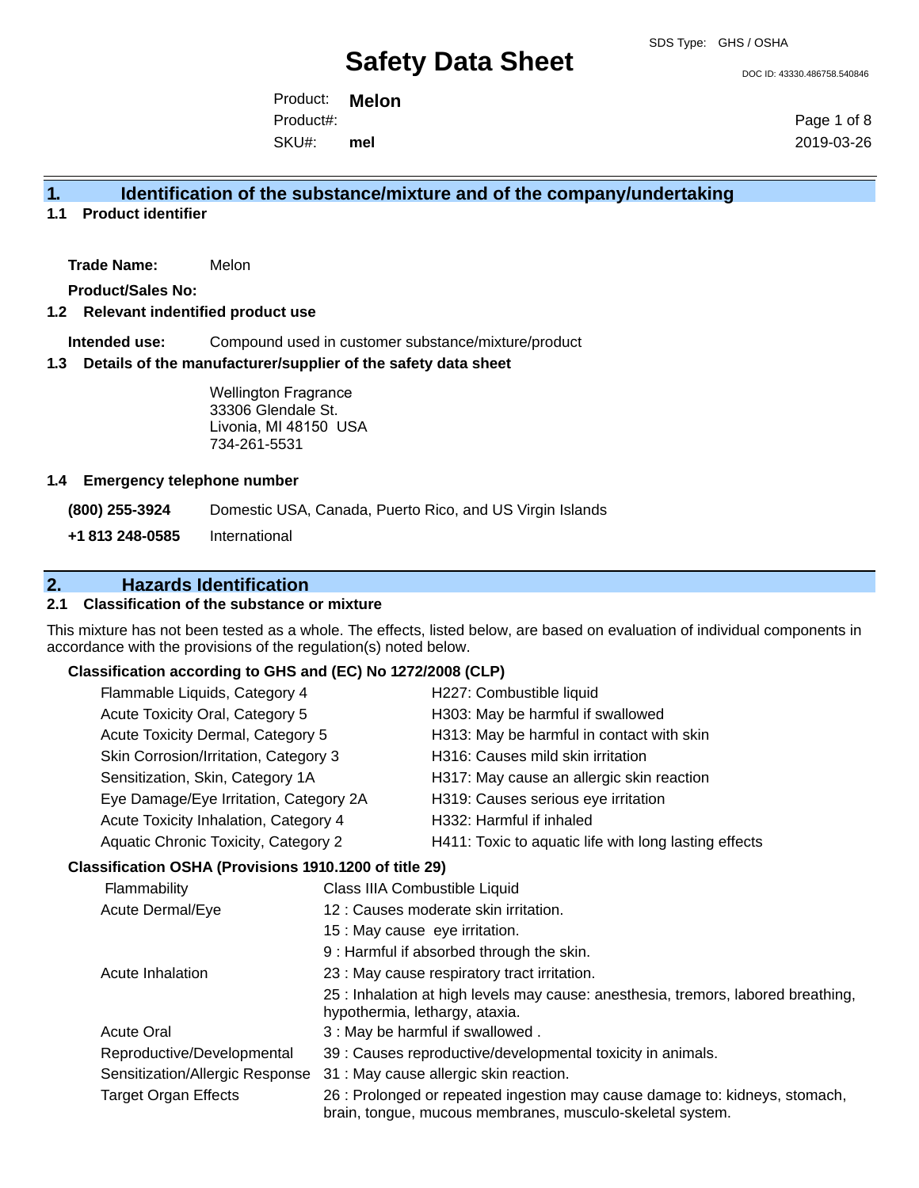# Safety Data Sheet

SDS Type: GHS / OSHA

DOC ID: 43330.486758.540846

Product: **Melon**
Product#:
SKU#: **mel**

2019-03-26

## 1. Identification of the substance/mixture and of the company/undertaking

### 1.1 Product identifier

**Trade Name:** Melon

**Product/Sales No:**

### 1.2 Relevant indentified product use

**Intended use:** Compound used in customer substance/mixture/product

### 1.3 Details of the manufacturer/supplier of the safety data sheet

Wellington Fragrance
33306 Glendale St.
Livonia, MI 48150 USA
734-261-5531

### 1.4 Emergency telephone number

**(800) 255-3924** Domestic USA, Canada, Puerto Rico, and US Virgin Islands

**+1 813 248-0585** International

## 2. Hazards Identification

### 2.1 Classification of the substance or mixture

This mixture has not been tested as a whole. The effects, listed below, are based on evaluation of individual components in accordance with the provisions of the regulation(s) noted below.

**Classification according to GHS and (EC) No 1272/2008 (CLP)**

| | |
|---|---|
| Flammable Liquids, Category 4 | H227: Combustible liquid |
| Acute Toxicity Oral, Category 5 | H303: May be harmful if swallowed |
| Acute Toxicity Dermal, Category 5 | H313: May be harmful in contact with skin |
| Skin Corrosion/Irritation, Category 3 | H316: Causes mild skin irritation |
| Sensitization, Skin, Category 1A | H317: May cause an allergic skin reaction |
| Eye Damage/Eye Irritation, Category 2A | H319: Causes serious eye irritation |
| Acute Toxicity Inhalation, Category 4 | H332: Harmful if inhaled |
| Aquatic Chronic Toxicity, Category 2 | H411: Toxic to aquatic life with long lasting effects |

**Classification OSHA (Provisions 1910.1200 of title 29)**

| | |
|---|---|
| Flammability | Class IIIA Combustible Liquid |
| Acute Dermal/Eye | 12 : Causes moderate skin irritation. |
| | 15 : May cause eye irritation. |
| | 9 : Harmful if absorbed through the skin. |
| Acute Inhalation | 23 : May cause respiratory tract irritation. |
| | 25 : Inhalation at high levels may cause: anesthesia, tremors, labored breathing, hypothermia, lethargy, ataxia. |
| Acute Oral | 3 : May be harmful if swallowed . |
| Reproductive/Developmental | 39 : Causes reproductive/developmental toxicity in animals. |
| Sensitization/Allergic Response | 31 : May cause allergic skin reaction. |
| Target Organ Effects | 26 : Prolonged or repeated ingestion may cause damage to: kidneys, stomach, brain, tongue, mucous membranes, musculo-skeletal system. |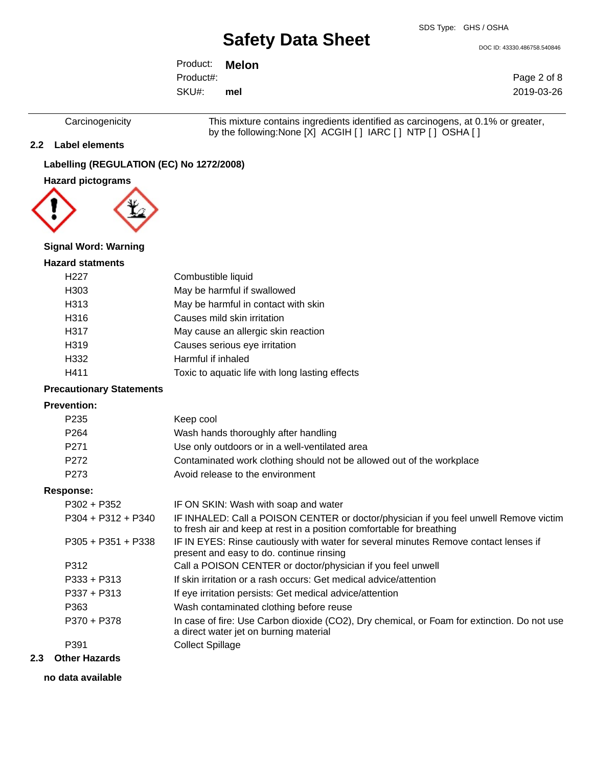| | |
|---|---|
| Carcinogenicity | This mixture contains ingredients identified as carcinogens, at 0.1% or greater, by the following:None [X] ACGIH [ ] IARC [ ] NTP [ ] OSHA [ ] |

## 2.2 Label elements

### Labelling (REGULATION (EC) No 1272/2008)

### Hazard pictograms

### Signal Word: Warning

### Hazard statments

| | |
|---|---|
| H227 | Combustible liquid |
| H303 | May be harmful if swallowed |
| H313 | May be harmful in contact with skin |
| H316 | Causes mild skin irritation |
| H317 | May cause an allergic skin reaction |
| H319 | Causes serious eye irritation |
| H332 | Harmful if inhaled |
| H411 | Toxic to aquatic life with long lasting effects |

### Precautionary Statements

### Prevention:

| | |
|---|---|
| P235 | Keep cool |
| P264 | Wash hands thoroughly after handling |
| P271 | Use only outdoors or in a well-ventilated area |
| P272 | Contaminated work clothing should not be allowed out of the workplace |
| P273 | Avoid release to the environment |

### Response:

| | |
|---|---|
| P302 + P352 | IF ON SKIN: Wash with soap and water |
| P304 + P312 + P340 | IF INHALED: Call a POISON CENTER or doctor/physician if you feel unwell Remove victim to fresh air and keep at rest in a position comfortable for breathing |
| P305 + P351 + P338 | IF IN EYES: Rinse cautiously with water for several minutes Remove contact lenses if present and easy to do. continue rinsing |
| P312 | Call a POISON CENTER or doctor/physician if you feel unwell |
| P333 + P313 | If skin irritation or a rash occurs: Get medical advice/attention |
| P337 + P313 | If eye irritation persists: Get medical advice/attention |
| P363 | Wash contaminated clothing before reuse |
| P370 + P378 | In case of fire: Use Carbon dioxide ($CO_2$), Dry chemical, or Foam for extinction. Do not use a direct water jet on burning material |
| P391 | Collect Spillage |

## 2.3 Other Hazards

**no data available**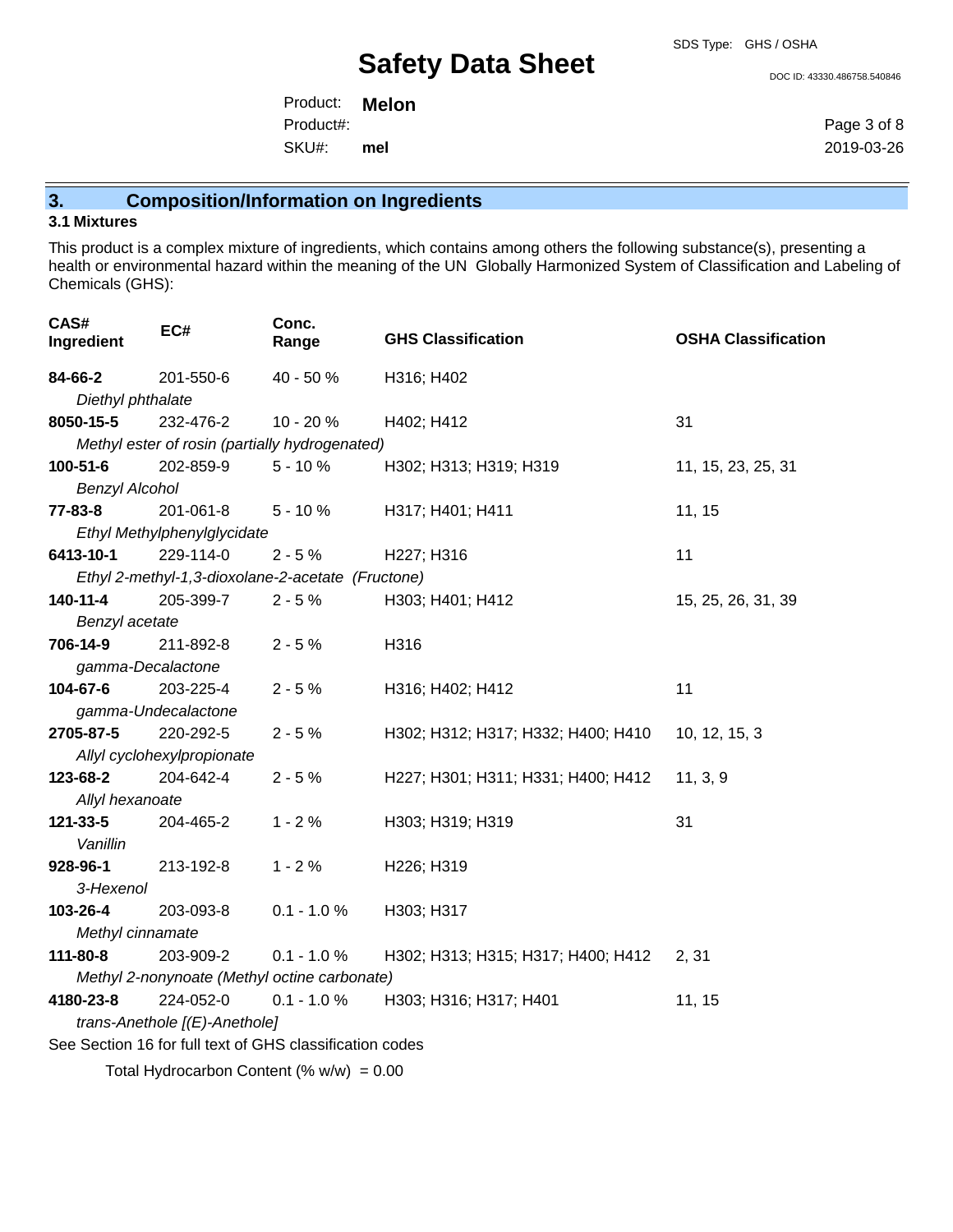## 3. Composition/Information on Ingredients

### 3.1 Mixtures

This product is a complex mixture of ingredients, which contains among others the following substance(s), presenting a health or environmental hazard within the meaning of the UN Globally Harmonized System of Classification and Labeling of Chemicals (GHS):

| CAS# Ingredient | EC# | Conc. Range | GHS Classification | OSHA Classification |
|---|---|---|---|---|
| **84-66-2** *Diethyl phthalate* | 201-550-6 | 40 - 50 % | H316; H402 | |
| **8050-15-5** *Methyl ester of rosin (partially hydrogenated)* | 232-476-2 | 10 - 20 % | H402; H412 | 31 |
| **100-51-6** *Benzyl Alcohol* | 202-859-9 | 5 - 10 % | H302; H313; H319; H319 | 11, 15, 23, 25, 31 |
| **77-83-8** *Ethyl Methylphenylglycidate* | 201-061-8 | 5 - 10 % | H317; H401; H411 | 11, 15 |
| **6413-10-1** *Ethyl 2-methyl-1,3-dioxolane-2-acetate (Fructone)* | 229-114-0 | 2 - 5 % | H227; H316 | 11 |
| **140-11-4** *Benzyl acetate* | 205-399-7 | 2 - 5 % | H303; H401; H412 | 15, 25, 26, 31, 39 |
| **706-14-9** *gamma-Decalactone* | 211-892-8 | 2 - 5 % | H316 | |
| **104-67-6** *gamma-Undecalactone* | 203-225-4 | 2 - 5 % | H316; H402; H412 | 11 |
| **2705-87-5** *Allyl cyclohexylpropionate* | 220-292-5 | 2 - 5 % | H302; H312; H317; H332; H400; H410 | 10, 12, 15, 3 |
| **123-68-2** *Allyl hexanoate* | 204-642-4 | 2 - 5 % | H227; H301; H311; H331; H400; H412 | 11, 3, 9 |
| **121-33-5** *Vanillin* | 204-465-2 | 1 - 2 % | H303; H319; H319 | 31 |
| **928-96-1** *3-Hexenol* | 213-192-8 | 1 - 2 % | H226; H319 | |
| **103-26-4** *Methyl cinnamate* | 203-093-8 | 0.1 - 1.0 % | H303; H317 | |
| **111-80-8** *Methyl 2-nonynoate (Methyl octine carbonate)* | 203-909-2 | 0.1 - 1.0 % | H302; H313; H315; H317; H400; H412 | 2, 31 |
| **4180-23-8** *trans-Anethole [(E)-Anethole]* | 224-052-0 | 0.1 - 1.0 % | H303; H316; H317; H401 | 11, 15 |

See Section 16 for full text of GHS classification codes

Total Hydrocarbon Content (% w/w) = 0.00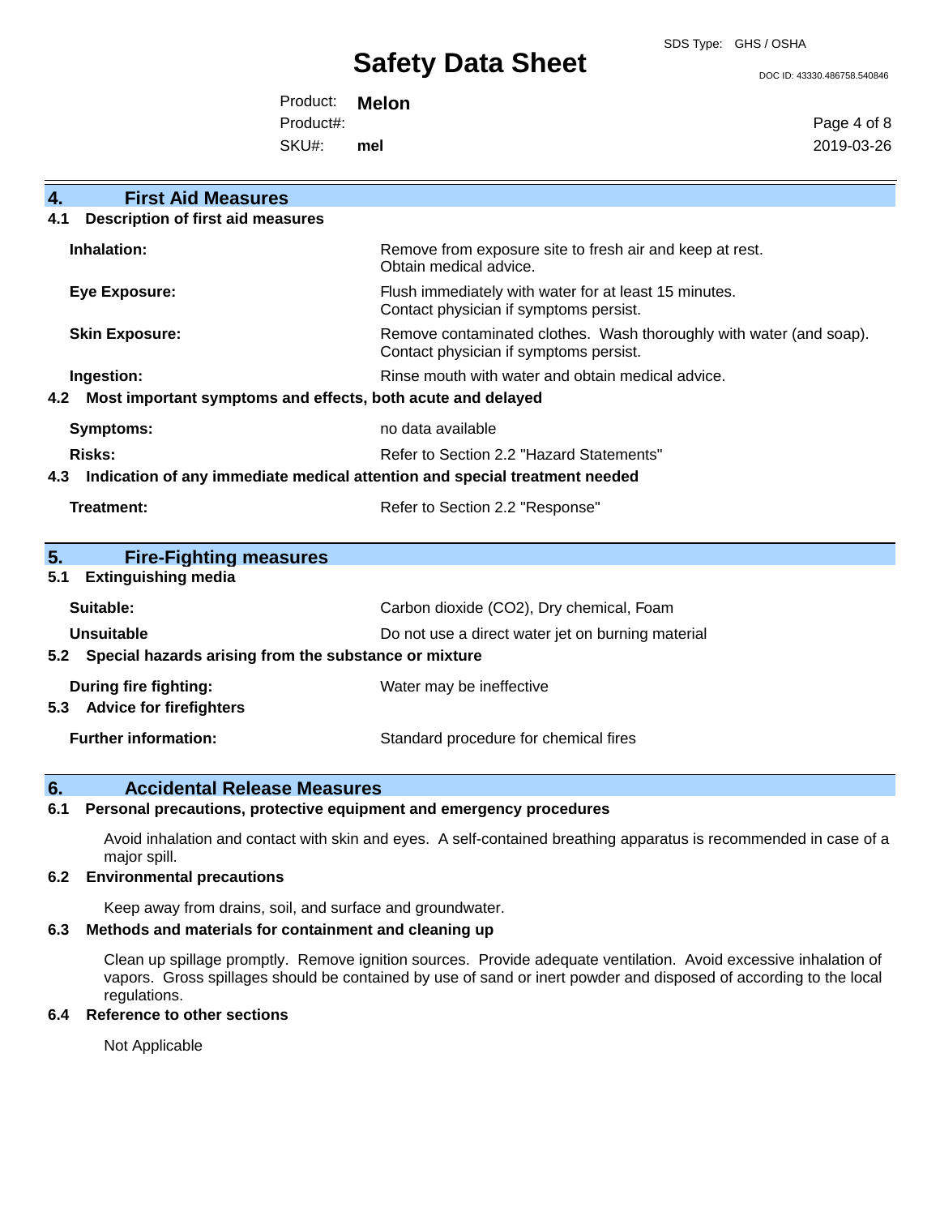## 4. First Aid Measures

### 4.1 Description of first aid measures

**Inhalation:** Remove from exposure site to fresh air and keep at rest. Obtain medical advice.

**Eye Exposure:** Flush immediately with water for at least 15 minutes. Contact physician if symptoms persist.

**Skin Exposure:** Remove contaminated clothes. Wash thoroughly with water (and soap). Contact physician if symptoms persist.

**Ingestion:** Rinse mouth with water and obtain medical advice.

### 4.2 Most important symptoms and effects, both acute and delayed

**Symptoms:** no data available

**Risks:** Refer to Section 2.2 "Hazard Statements"

### 4.3 Indication of any immediate medical attention and special treatment needed

**Treatment:** Refer to Section 2.2 "Response"

## 5. Fire-Fighting measures

### 5.1 Extinguishing media

**Suitable:** Carbon dioxide ($CO_2$), Dry chemical, Foam

**Unsuitable** Do not use a direct water jet on burning material

### 5.2 Special hazards arising from the substance or mixture

**During fire fighting:** Water may be ineffective

### 5.3 Advice for firefighters

**Further information:** Standard procedure for chemical fires

## 6. Accidental Release Measures

### 6.1 Personal precautions, protective equipment and emergency procedures

Avoid inhalation and contact with skin and eyes. A self-contained breathing apparatus is recommended in case of a major spill.

### 6.2 Environmental precautions

Keep away from drains, soil, and surface and groundwater.

### 6.3 Methods and materials for containment and cleaning up

Clean up spillage promptly. Remove ignition sources. Provide adequate ventilation. Avoid excessive inhalation of vapors. Gross spillages should be contained by use of sand or inert powder and disposed of according to the local regulations.

### 6.4 Reference to other sections

Not Applicable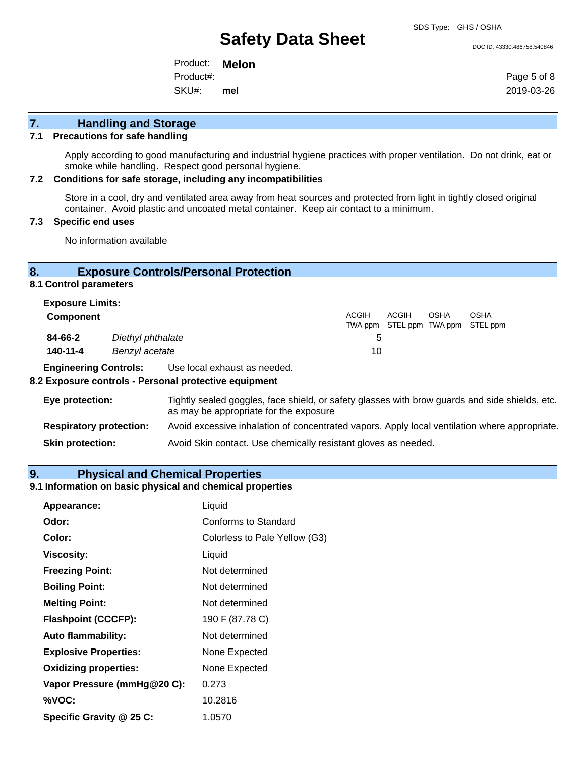## 7. Handling and Storage

### 7.1 Precautions for safe handling

Apply according to good manufacturing and industrial hygiene practices with proper ventilation. Do not drink, eat or smoke while handling. Respect good personal hygiene.

### 7.2 Conditions for safe storage, including any incompatibilities

Store in a cool, dry and ventilated area away from heat sources and protected from light in tightly closed original container. Avoid plastic and uncoated metal container. Keep air contact to a minimum.

### 7.3 Specific end uses

No information available

## 8. Exposure Controls/Personal Protection

### 8.1 Control parameters

**Exposure Limits:**

| Component | | ACGIH TWA ppm | ACGIH STEL ppm | OSHA TWA ppm | OSHA STEL ppm |
|---|---|---|---|---|---|
| **84-66-2** | *Diethyl phthalate* | 5 | | | |
| **140-11-4** | *Benzyl acetate* | 10 | | | |

**Engineering Controls:** Use local exhaust as needed.

### 8.2 Exposure controls - Personal protective equipment

**Eye protection:** Tightly sealed goggles, face shield, or safety glasses with brow guards and side shields, etc. as may be appropriate for the exposure

**Respiratory protection:** Avoid excessive inhalation of concentrated vapors. Apply local ventilation where appropriate.

**Skin protection:** Avoid Skin contact. Use chemically resistant gloves as needed.

## 9. Physical and Chemical Properties

### 9.1 Information on basic physical and chemical properties

| | |
|---|---|
| **Appearance:** | Liquid |
| **Odor:** | Conforms to Standard |
| **Color:** | Colorless to Pale Yellow (G3) |
| **Viscosity:** | Liquid |
| **Freezing Point:** | Not determined |
| **Boiling Point:** | Not determined |
| **Melting Point:** | Not determined |
| **Flashpoint (CCCFP):** | 190 F (87.78 C) |
| **Auto flammability:** | Not determined |
| **Explosive Properties:** | None Expected |
| **Oxidizing properties:** | None Expected |
| **Vapor Pressure (mmHg@20 C):** | 0.273 |
| **%VOC:** | 10.2816 |
| **Specific Gravity @ 25 C:** | 1.0570 |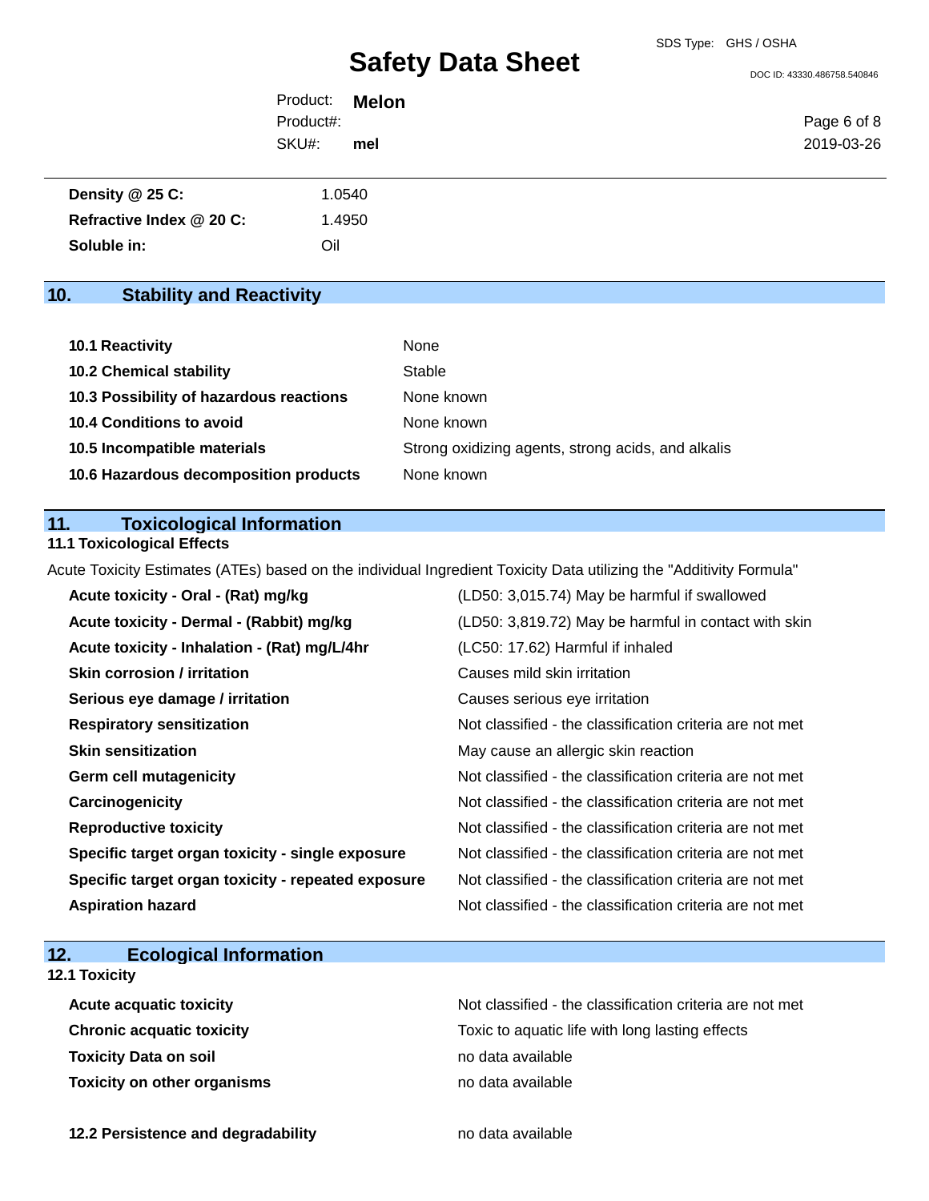| | |
|---|---|
| **Density @ 25 C:** | 1.0540 |
| **Refractive Index @ 20 C:** | 1.4950 |
| **Soluble in:** | Oil |

## 10. Stability and Reactivity

| | |
|---|---|
| **10.1 Reactivity** | None |
| **10.2 Chemical stability** | Stable |
| **10.3 Possibility of hazardous reactions** | None known |
| **10.4 Conditions to avoid** | None known |
| **10.5 Incompatible materials** | Strong oxidizing agents, strong acids, and alkalis |
| **10.6 Hazardous decomposition products** | None known |

## 11. Toxicological Information

### 11.1 Toxicological Effects

Acute Toxicity Estimates (ATEs) based on the individual Ingredient Toxicity Data utilizing the "Additivity Formula"

| | |
|---|---|
| **Acute toxicity - Oral - (Rat) mg/kg** | (LD50: 3,015.74) May be harmful if swallowed |
| **Acute toxicity - Dermal - (Rabbit) mg/kg** | (LD50: 3,819.72) May be harmful in contact with skin |
| **Acute toxicity - Inhalation - (Rat) mg/L/4hr** | (LC50: 17.62) Harmful if inhaled |
| **Skin corrosion / irritation** | Causes mild skin irritation |
| **Serious eye damage / irritation** | Causes serious eye irritation |
| **Respiratory sensitization** | Not classified - the classification criteria are not met |
| **Skin sensitization** | May cause an allergic skin reaction |
| **Germ cell mutagenicity** | Not classified - the classification criteria are not met |
| **Carcinogenicity** | Not classified - the classification criteria are not met |
| **Reproductive toxicity** | Not classified - the classification criteria are not met |
| **Specific target organ toxicity - single exposure** | Not classified - the classification criteria are not met |
| **Specific target organ toxicity - repeated exposure** | Not classified - the classification criteria are not met |
| **Aspiration hazard** | Not classified - the classification criteria are not met |

## 12. Ecological Information

### 12.1 Toxicity

| | |
|---|---|
| **Acute acquatic toxicity** | Not classified - the classification criteria are not met |
| **Chronic acquatic toxicity** | Toxic to aquatic life with long lasting effects |
| **Toxicity Data on soil** | no data available |
| **Toxicity on other organisms** | no data available |

| | |
|---|---|
| **12.2 Persistence and degradability** | no data available |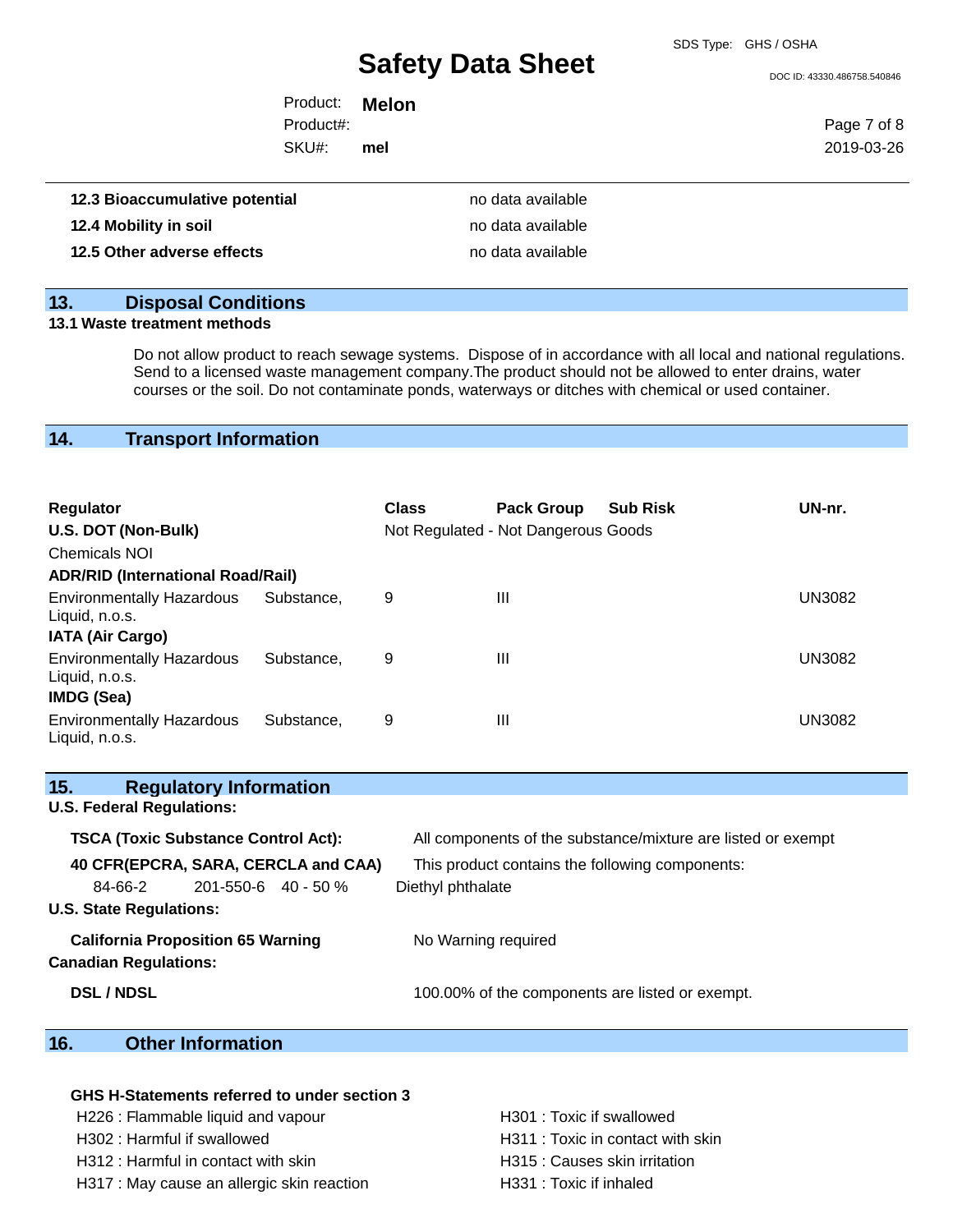| | |
|---|---|
| **12.3 Bioaccumulative potential** | no data available |
| **12.4 Mobility in soil** | no data available |
| **12.5 Other adverse effects** | no data available |

## 13. Disposal Conditions

**13.1 Waste treatment methods**

Do not allow product to reach sewage systems. Dispose of in accordance with all local and national regulations. Send to a licensed waste management company.The product should not be allowed to enter drains, water courses or the soil. Do not contaminate ponds, waterways or ditches with chemical or used container.

## 14. Transport Information

| Regulator | Class | Pack Group | Sub Risk | UN-nr. |
|---|---|---|---|---|
| **U.S. DOT (Non-Bulk)** | Not Regulated - Not Dangerous Goods | | | |
| Chemicals NOI | | | | |
| **ADR/RID (International Road/Rail)** | | | | |
| Environmentally Hazardous Substance, Liquid, n.o.s. | 9 | III | | UN3082 |
| **IATA (Air Cargo)** | | | | |
| Environmentally Hazardous Substance, Liquid, n.o.s. | 9 | III | | UN3082 |
| **IMDG (Sea)** | | | | |
| Environmentally Hazardous Substance, Liquid, n.o.s. | 9 | III | | UN3082 |

## 15. Regulatory Information

**U.S. Federal Regulations:**

**TSCA (Toxic Substance Control Act):** All components of the substance/mixture are listed or exempt

**40 CFR(EPCRA, SARA, CERCLA and CAA)** This product contains the following components:

| | | | |
|---|---|---|---|
| 84-66-2 | 201-550-6 | 40 - 50 % | Diethyl phthalate |

**U.S. State Regulations:**

**California Proposition 65 Warning** No Warning required

**Canadian Regulations:**

**DSL / NDSL** 100.00% of the components are listed or exempt.

## 16. Other Information

**GHS H-Statements referred to under section 3**

H226 : Flammable liquid and vapour
H302 : Harmful if swallowed
H312 : Harmful in contact with skin
H317 : May cause an allergic skin reaction
H301 : Toxic if swallowed
H311 : Toxic in contact with skin
H315 : Causes skin irritation
H331 : Toxic if inhaled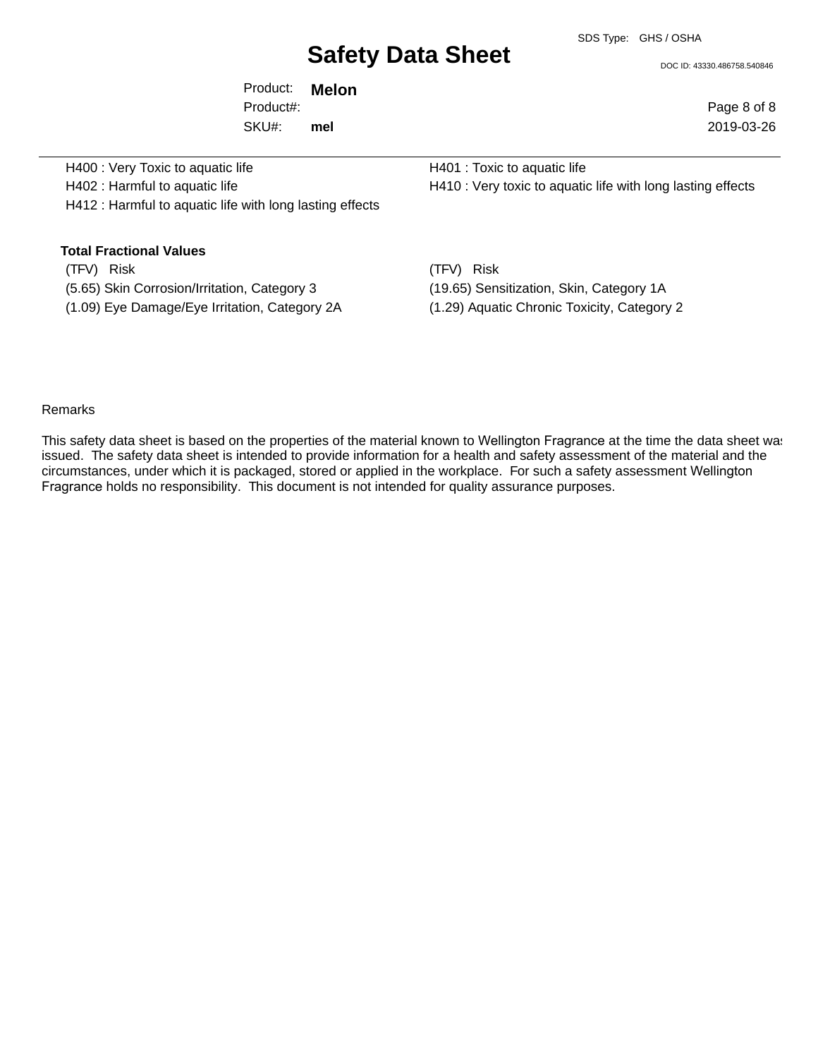H400 : Very Toxic to aquatic life

H401 : Toxic to aquatic life

H402 : Harmful to aquatic life

H410 : Very toxic to aquatic life with long lasting effects

H412 : Harmful to aquatic life with long lasting effects

**Total Fractional Values**

(TFV) Risk

(5.65) Skin Corrosion/Irritation, Category 3

(1.09) Eye Damage/Eye Irritation, Category 2A

(TFV) Risk

(19.65) Sensitization, Skin, Category 1A

(1.29) Aquatic Chronic Toxicity, Category 2

Remarks

This safety data sheet is based on the properties of the material known to Wellington Fragrance at the time the data sheet was issued. The safety data sheet is intended to provide information for a health and safety assessment of the material and the circumstances, under which it is packaged, stored or applied in the workplace. For such a safety assessment Wellington Fragrance holds no responsibility. This document is not intended for quality assurance purposes.